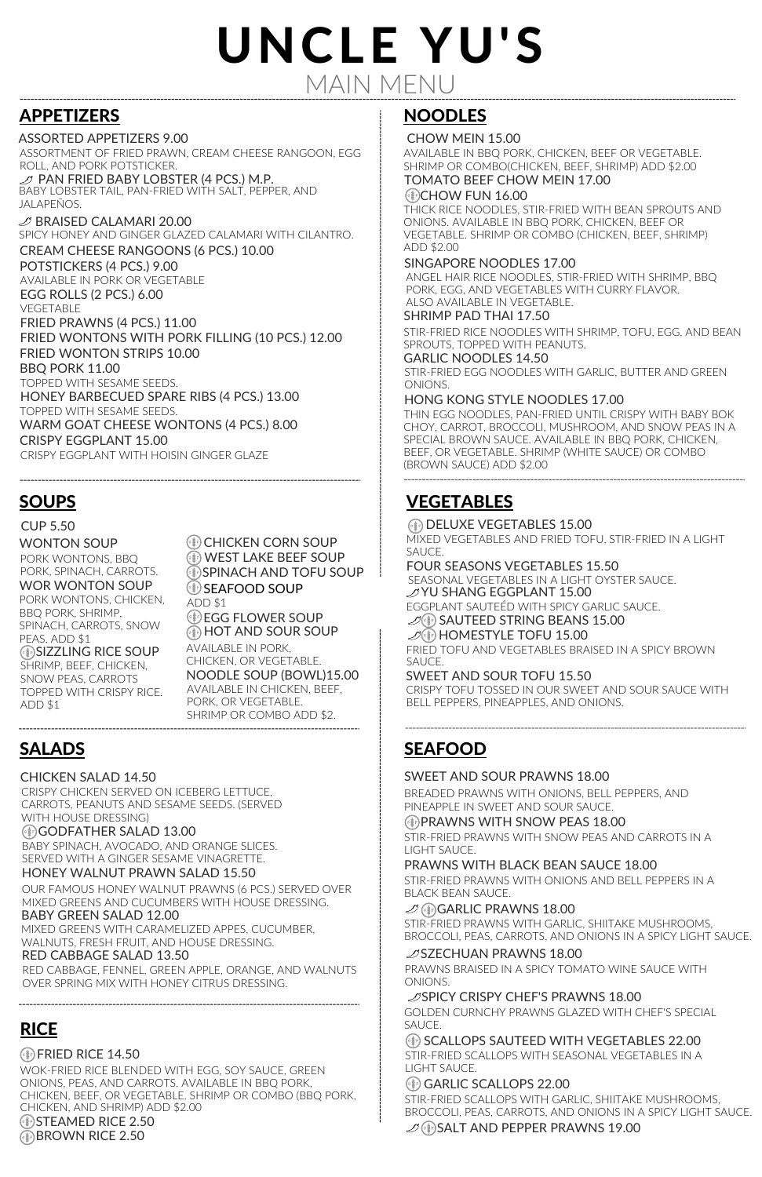# UNCLE YU'S

## MAIN MENU

## APPETIZERS

ASSORTED APPETIZERS 9.00
ASSORTMENT OF FRIED PRAWN, CREAM CHEESE RANGOON, EGG ROLL, AND PORK POTSTICKER.

PAN FRIED BABY LOBSTER (4 PCS.) M.P.
BABY LOBSTER TAIL, PAN-FRIED WITH SALT, PEPPER, AND JALAPEÑOS.

BRAISED CALAMARI 20.00
SPICY HONEY AND GINGER GLAZED CALAMARI WITH CILANTRO.

CREAM CHEESE RANGOONS (6 PCS.) 10.00

POTSTICKERS (4 PCS.) 9.00
AVAILABLE IN PORK OR VEGETABLE

EGG ROLLS (2 PCS.) 6.00
VEGETABLE

FRIED PRAWNS (4 PCS.) 11.00

FRIED WONTONS WITH PORK FILLING (10 PCS.) 12.00

FRIED WONTON STRIPS 10.00

BBQ PORK 11.00
TOPPED WITH SESAME SEEDS.

HONEY BARBECUED SPARE RIBS (4 PCS.) 13.00
TOPPED WITH SESAME SEEDS.

WARM GOAT CHEESE WONTONS (4 PCS.) 8.00

CRISPY EGGPLANT 15.00
CRISPY EGGPLANT WITH HOISIN GINGER GLAZE

## SOUPS

CUP 5.50

WONTON SOUP
PORK WONTONS, BBQ PORK, SPINACH, CARROTS.

WOR WONTON SOUP
PORK WONTONS, CHICKEN, BBQ PORK, SHRIMP, SPINACH, CARROTS, SNOW PEAS. ADD $1

SIZZLING RICE SOUP
SHRIMP, BEEF, CHICKEN, SNOW PEAS, CARROTS TOPPED WITH CRISPY RICE. ADD $1

CHICKEN CORN SOUP

WEST LAKE BEEF SOUP

SPINACH AND TOFU SOUP

SEAFOOD SOUP
ADD $1

EGG FLOWER SOUP

HOT AND SOUR SOUP
AVAILABLE IN PORK, CHICKEN, OR VEGETABLE.

NOODLE SOUP (BOWL)15.00
AVAILABLE IN CHICKEN, BEEF, PORK, OR VEGETABLE. SHRIMP OR COMBO ADD $2.

## SALADS

CHICKEN SALAD 14.50
CRISPY CHICKEN SERVED ON ICEBERG LETTUCE, CARROTS, PEANUTS AND SESAME SEEDS. (SERVED WITH HOUSE DRESSING)

GODFATHER SALAD 13.00
BABY SPINACH, AVOCADO, AND ORANGE SLICES. SERVED WITH A GINGER SESAME VINAGRETTE.

HONEY WALNUT PRAWN SALAD 15.50
OUR FAMOUS HONEY WALNUT PRAWNS (6 PCS.) SERVED OVER MIXED GREENS AND CUCUMBERS WITH HOUSE DRESSING.

BABY GREEN SALAD 12.00
MIXED GREENS WITH CARAMELIZED APPES, CUCUMBER, WALNUTS, FRESH FRUIT, AND HOUSE DRESSING.

RED CABBAGE SALAD 13.50
RED CABBAGE, FENNEL, GREEN APPLE, ORANGE, AND WALNUTS OVER SPRING MIX WITH HONEY CITRUS DRESSING.

## RICE

FRIED RICE 14.50
WOK-FRIED RICE BLENDED WITH EGG, SOY SAUCE, GREEN ONIONS, PEAS, AND CARROTS. AVAILABLE IN BBQ PORK, CHICKEN, BEEF, OR VEGETABLE. SHRIMP OR COMBO (BBQ PORK, CHICKEN, AND SHRIMP) ADD $2.00

STEAMED RICE 2.50

BROWN RICE 2.50

## NOODLES

CHOW MEIN 15.00
AVAILABLE IN BBQ PORK, CHICKEN, BEEF OR VEGETABLE. SHRIMP OR COMBO(CHICKEN, BEEF, SHRIMP) ADD $2.00

TOMATO BEEF CHOW MEIN 17.00

CHOW FUN 16.00
THICK RICE NOODLES, STIR-FRIED WITH BEAN SPROUTS AND ONIONS. AVAILABLE IN BBQ PORK, CHICKEN, BEEF OR VEGETABLE. SHRIMP OR COMBO (CHICKEN, BEEF, SHRIMP) ADD $2.00

SINGAPORE NOODLES 17.00
ANGEL HAIR RICE NOODLES, STIR-FRIED WITH SHRIMP, BBQ PORK, EGG, AND VEGETABLES WITH CURRY FLAVOR. ALSO AVAILABLE IN VEGETABLE.

SHRIMP PAD THAI 17.50
STIR-FRIED RICE NOODLES WITH SHRIMP, TOFU, EGG, AND BEAN SPROUTS, TOPPED WITH PEANUTS.

GARLIC NOODLES 14.50
STIR-FRIED EGG NOODLES WITH GARLIC, BUTTER AND GREEN ONIONS.

HONG KONG STYLE NOODLES 17.00
THIN EGG NOODLES, PAN-FRIED UNTIL CRISPY WITH BABY BOK CHOY, CARROT, BROCCOLI, MUSHROOM, AND SNOW PEAS IN A SPECIAL BROWN SAUCE. AVAILABLE IN BBQ PORK, CHICKEN, BEEF, OR VEGETABLE. SHRIMP (WHITE SAUCE) OR COMBO (BROWN SAUCE) ADD $2.00

## VEGETABLES

DELUXE VEGETABLES 15.00
MIXED VEGETABLES AND FRIED TOFU, STIR-FRIED IN A LIGHT SAUCE.

FOUR SEASONS VEGETABLES 15.50
SEASONAL VEGETABLES IN A LIGHT OYSTER SAUCE.

YU SHANG EGGPLANT 15.00
EGGPLANT SAUTEÉD WITH SPICY GARLIC SAUCE.

SAUTEED STRING BEANS 15.00

HOMESTYLE TOFU 15.00
FRIED TOFU AND VEGETABLES BRAISED IN A SPICY BROWN SAUCE.

SWEET AND SOUR TOFU 15.50
CRISPY TOFU TOSSED IN OUR SWEET AND SOUR SAUCE WITH BELL PEPPERS, PINEAPPLES, AND ONIONS.

## SEAFOOD

SWEET AND SOUR PRAWNS 18.00
BREADED PRAWNS WITH ONIONS, BELL PEPPERS, AND PINEAPPLE IN SWEET AND SOUR SAUCE.

PRAWNS WITH SNOW PEAS 18.00
STIR-FRIED PRAWNS WITH SNOW PEAS AND CARROTS IN A LIGHT SAUCE.

PRAWNS WITH BLACK BEAN SAUCE 18.00
STIR-FRIED PRAWNS WITH ONIONS AND BELL PEPPERS IN A BLACK BEAN SAUCE.

GARLIC PRAWNS 18.00
STIR-FRIED PRAWNS WITH GARLIC, SHIITAKE MUSHROOMS, BROCCOLI, PEAS, CARROTS, AND ONIONS IN A SPICY LIGHT SAUCE.

SZECHUAN PRAWNS 18.00
PRAWNS BRAISED IN A SPICY TOMATO WINE SAUCE WITH ONIONS.

SPICY CRISPY CHEF'S PRAWNS 18.00
GOLDEN CURNCHY PRAWNS GLAZED WITH CHEF'S SPECIAL SAUCE.

SCALLOPS SAUTEED WITH VEGETABLES 22.00
STIR-FRIED SCALLOPS WITH SEASONAL VEGETABLES IN A LIGHT SAUCE.

GARLIC SCALLOPS 22.00
STIR-FRIED SCALLOPS WITH GARLIC, SHIITAKE MUSHROOMS, BROCCOLI, PEAS, CARROTS, AND ONIONS IN A SPICY LIGHT SAUCE.

SALT AND PEPPER PRAWNS 19.00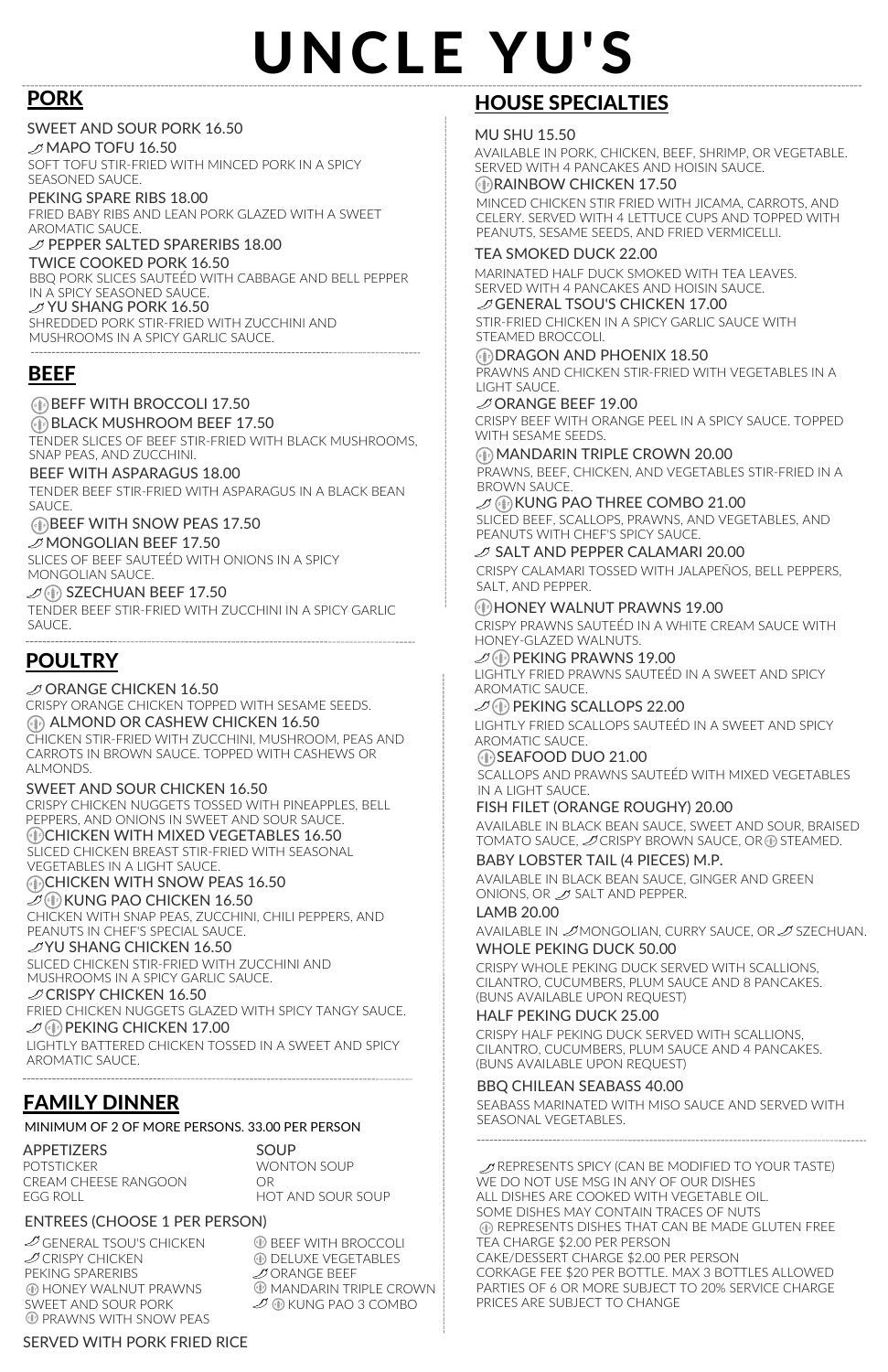# UNCLE YU'S

## PORK

SWEET AND SOUR PORK 16.50

🌶 MAPO TOFU 16.50
SOFT TOFU STIR-FRIED WITH MINCED PORK IN A SPICY SEASONED SAUCE.

PEKING SPARE RIBS 18.00
FRIED BABY RIBS AND LEAN PORK GLAZED WITH A SWEET AROMATIC SAUCE.

🌶 PEPPER SALTED SPARERIBS 18.00

TWICE COOKED PORK 16.50
BBQ PORK SLICES SAUTEÉD WITH CABBAGE AND BELL PEPPER IN A SPICY SEASONED SAUCE.

🌶 YU SHANG PORK 16.50
SHREDDED PORK STIR-FRIED WITH ZUCCHINI AND MUSHROOMS IN A SPICY GARLIC SAUCE.

## BEEF

Ⓖ BEFF WITH BROCCOLI 17.50

Ⓖ BLACK MUSHROOM BEEF 17.50
TENDER SLICES OF BEEF STIR-FRIED WITH BLACK MUSHROOMS, SNAP PEAS, AND ZUCCHINI.

BEEF WITH ASPARAGUS 18.00
TENDER BEEF STIR-FRIED WITH ASPARAGUS IN A BLACK BEAN SAUCE.

Ⓖ BEEF WITH SNOW PEAS 17.50

🌶 MONGOLIAN BEEF 17.50
SLICES OF BEEF SAUTEÉD WITH ONIONS IN A SPICY MONGOLIAN SAUCE.

🌶 Ⓖ SZECHUAN BEEF 17.50
TENDER BEEF STIR-FRIED WITH ZUCCHINI IN A SPICY GARLIC SAUCE.

## POULTRY

🌶 ORANGE CHICKEN 16.50
CRISPY ORANGE CHICKEN TOPPED WITH SESAME SEEDS.

Ⓖ ALMOND OR CASHEW CHICKEN 16.50
CHICKEN STIR-FRIED WITH ZUCCHINI, MUSHROOM, PEAS AND CARROTS IN BROWN SAUCE. TOPPED WITH CASHEWS OR ALMONDS.

SWEET AND SOUR CHICKEN 16.50
CRISPY CHICKEN NUGGETS TOSSED WITH PINEAPPLES, BELL PEPPERS, AND ONIONS IN SWEET AND SOUR SAUCE.

Ⓖ CHICKEN WITH MIXED VEGETABLES 16.50
SLICED CHICKEN BREAST STIR-FRIED WITH SEASONAL VEGETABLES IN A LIGHT SAUCE.

Ⓖ CHICKEN WITH SNOW PEAS 16.50

🌶 Ⓖ KUNG PAO CHICKEN 16.50
CHICKEN WITH SNAP PEAS, ZUCCHINI, CHILI PEPPERS, AND PEANUTS IN CHEF'S SPECIAL SAUCE.

🌶 YU SHANG CHICKEN 16.50
SLICED CHICKEN STIR-FRIED WITH ZUCCHINI AND MUSHROOMS IN A SPICY GARLIC SAUCE.

🌶 CRISPY CHICKEN 16.50
FRIED CHICKEN NUGGETS GLAZED WITH SPICY TANGY SAUCE.

🌶 Ⓖ PEKING CHICKEN 17.00
LIGHTLY BATTERED CHICKEN TOSSED IN A SWEET AND SPICY AROMATIC SAUCE.

## FAMILY DINNER

MINIMUM OF 2 OF MORE PERSONS. 33.00 PER PERSON

APPETIZERS
POTSTICKER
CREAM CHEESE RANGOON
EGG ROLL

SOUP
WONTON SOUP
OR
HOT AND SOUR SOUP

ENTREES (CHOOSE 1 PER PERSON)

- 🌶 GENERAL TSOU'S CHICKEN
- 🌶 CRISPY CHICKEN
- PEKING SPARERIBS
- Ⓖ HONEY WALNUT PRAWNS
- SWEET AND SOUR PORK
- Ⓖ PRAWNS WITH SNOW PEAS
- Ⓖ BEEF WITH BROCCOLI
- Ⓖ DELUXE VEGETABLES
- 🌶 ORANGE BEEF
- Ⓖ MANDARIN TRIPLE CROWN
- 🌶 Ⓖ KUNG PAO 3 COMBO

SERVED WITH PORK FRIED RICE

## HOUSE SPECIALTIES

MU SHU 15.50
AVAILABLE IN PORK, CHICKEN, BEEF, SHRIMP, OR VEGETABLE. SERVED WITH 4 PANCAKES AND HOISIN SAUCE.

Ⓖ RAINBOW CHICKEN 17.50
MINCED CHICKEN STIR FRIED WITH JICAMA, CARROTS, AND CELERY. SERVED WITH 4 LETTUCE CUPS AND TOPPED WITH PEANUTS, SESAME SEEDS, AND FRIED VERMICELLI.

TEA SMOKED DUCK 22.00
MARINATED HALF DUCK SMOKED WITH TEA LEAVES. SERVED WITH 4 PANCAKES AND HOISIN SAUCE.

🌶 GENERAL TSOU'S CHICKEN 17.00
STIR-FRIED CHICKEN IN A SPICY GARLIC SAUCE WITH STEAMED BROCCOLI.

Ⓖ DRAGON AND PHOENIX 18.50
PRAWNS AND CHICKEN STIR-FRIED WITH VEGETABLES IN A LIGHT SAUCE.

🌶 ORANGE BEEF 19.00
CRISPY BEEF WITH ORANGE PEEL IN A SPICY SAUCE. TOPPED WITH SESAME SEEDS.

Ⓖ MANDARIN TRIPLE CROWN 20.00
PRAWNS, BEEF, CHICKEN, AND VEGETABLES STIR-FRIED IN A BROWN SAUCE.

🌶 Ⓖ KUNG PAO THREE COMBO 21.00
SLICED BEEF, SCALLOPS, PRAWNS, AND VEGETABLES, AND PEANUTS WITH CHEF'S SPICY SAUCE.

🌶 SALT AND PEPPER CALAMARI 20.00
CRISPY CALAMARI TOSSED WITH JALAPEÑOS, BELL PEPPERS, SALT, AND PEPPER.

Ⓖ HONEY WALNUT PRAWNS 19.00
CRISPY PRAWNS SAUTEÉD IN A WHITE CREAM SAUCE WITH HONEY-GLAZED WALNUTS.

🌶 Ⓖ PEKING PRAWNS 19.00
LIGHTLY FRIED PRAWNS SAUTEÉD IN A SWEET AND SPICY AROMATIC SAUCE.

🌶 Ⓖ PEKING SCALLOPS 22.00
LIGHTLY FRIED SCALLOPS SAUTEÉD IN A SWEET AND SPICY AROMATIC SAUCE.

Ⓖ SEAFOOD DUO 21.00
SCALLOPS AND PRAWNS SAUTEÉD WITH MIXED VEGETABLES IN A LIGHT SAUCE.

FISH FILET (ORANGE ROUGHY) 20.00
AVAILABLE IN BLACK BEAN SAUCE, SWEET AND SOUR, BRAISED TOMATO SAUCE, 🌶 CRISPY BROWN SAUCE, OR Ⓖ STEAMED.

BABY LOBSTER TAIL (4 PIECES) M.P.
AVAILABLE IN BLACK BEAN SAUCE, GINGER AND GREEN ONIONS, OR 🌶 SALT AND PEPPER.

LAMB 20.00
AVAILABLE IN 🌶 MONGOLIAN, CURRY SAUCE, OR 🌶 SZECHUAN.

WHOLE PEKING DUCK 50.00
CRISPY WHOLE PEKING DUCK SERVED WITH SCALLIONS, CILANTRO, CUCUMBERS, PLUM SAUCE AND 8 PANCAKES. (BUNS AVAILABLE UPON REQUEST)

HALF PEKING DUCK 25.00
CRISPY HALF PEKING DUCK SERVED WITH SCALLIONS, CILANTRO, CUCUMBERS, PLUM SAUCE AND 4 PANCAKES. (BUNS AVAILABLE UPON REQUEST)

BBQ CHILEAN SEABASS 40.00
SEABASS MARINATED WITH MISO SAUCE AND SERVED WITH SEASONAL VEGETABLES.

🌶 REPRESENTS SPICY (CAN BE MODIFIED TO YOUR TASTE)
WE DO NOT USE MSG IN ANY OF OUR DISHES
ALL DISHES ARE COOKED WITH VEGETABLE OIL.
SOME DISHES MAY CONTAIN TRACES OF NUTS
Ⓖ REPRESENTS DISHES THAT CAN BE MADE GLUTEN FREE
TEA CHARGE $2.00 PER PERSON
CAKE/DESSERT CHARGE $2.00 PER PERSON
CORKAGE FEE $20 PER BOTTLE. MAX 3 BOTTLES ALLOWED
PARTIES OF 6 OR MORE SUBJECT TO 20% SERVICE CHARGE
PRICES ARE SUBJECT TO CHANGE